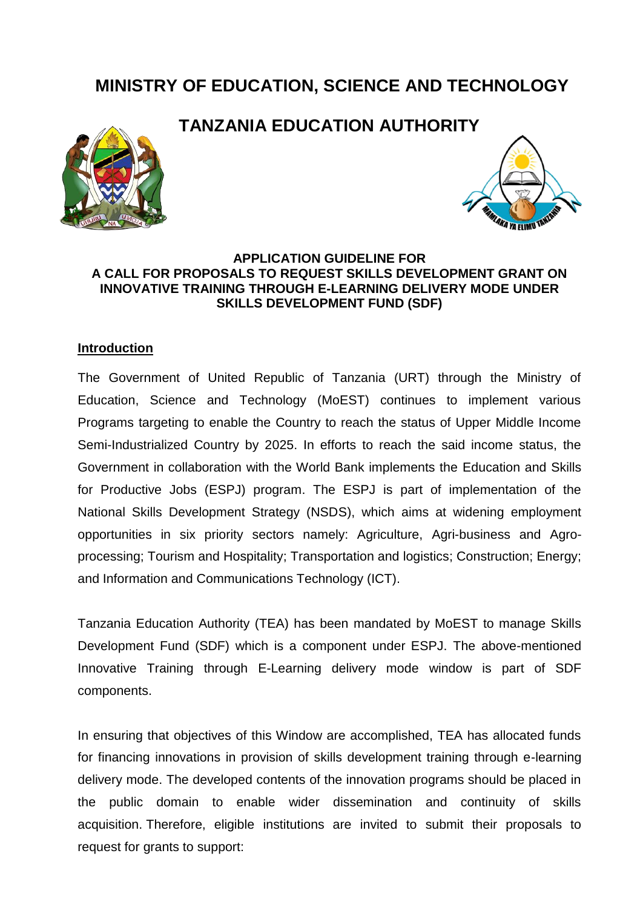# MINISTRY OF EDUCATION, SCIENCE AND TECHNOLOGY

## TANZANIA EDUCATION AUTHORITY

**APPLICATION GUIDELINE FOR**
**A CALL FOR PROPOSALS TO REQUEST SKILLS DEVELOPMENT GRANT ON INNOVATIVE TRAINING THROUGH E-LEARNING DELIVERY MODE UNDER SKILLS DEVELOPMENT FUND (SDF)**

**Introduction**

The Government of United Republic of Tanzania (URT) through the Ministry of Education, Science and Technology (MoEST) continues to implement various Programs targeting to enable the Country to reach the status of Upper Middle Income Semi-Industrialized Country by 2025. In efforts to reach the said income status, the Government in collaboration with the World Bank implements the Education and Skills for Productive Jobs (ESPJ) program. The ESPJ is part of implementation of the National Skills Development Strategy (NSDS), which aims at widening employment opportunities in six priority sectors namely: Agriculture, Agri-business and Agro-processing; Tourism and Hospitality; Transportation and logistics; Construction; Energy; and Information and Communications Technology (ICT).

Tanzania Education Authority (TEA) has been mandated by MoEST to manage Skills Development Fund (SDF) which is a component under ESPJ. The above-mentioned Innovative Training through E-Learning delivery mode window is part of SDF components.

In ensuring that objectives of this Window are accomplished, TEA has allocated funds for financing innovations in provision of skills development training through e-learning delivery mode. The developed contents of the innovation programs should be placed in the public domain to enable wider dissemination and continuity of skills acquisition. Therefore, eligible institutions are invited to submit their proposals to request for grants to support: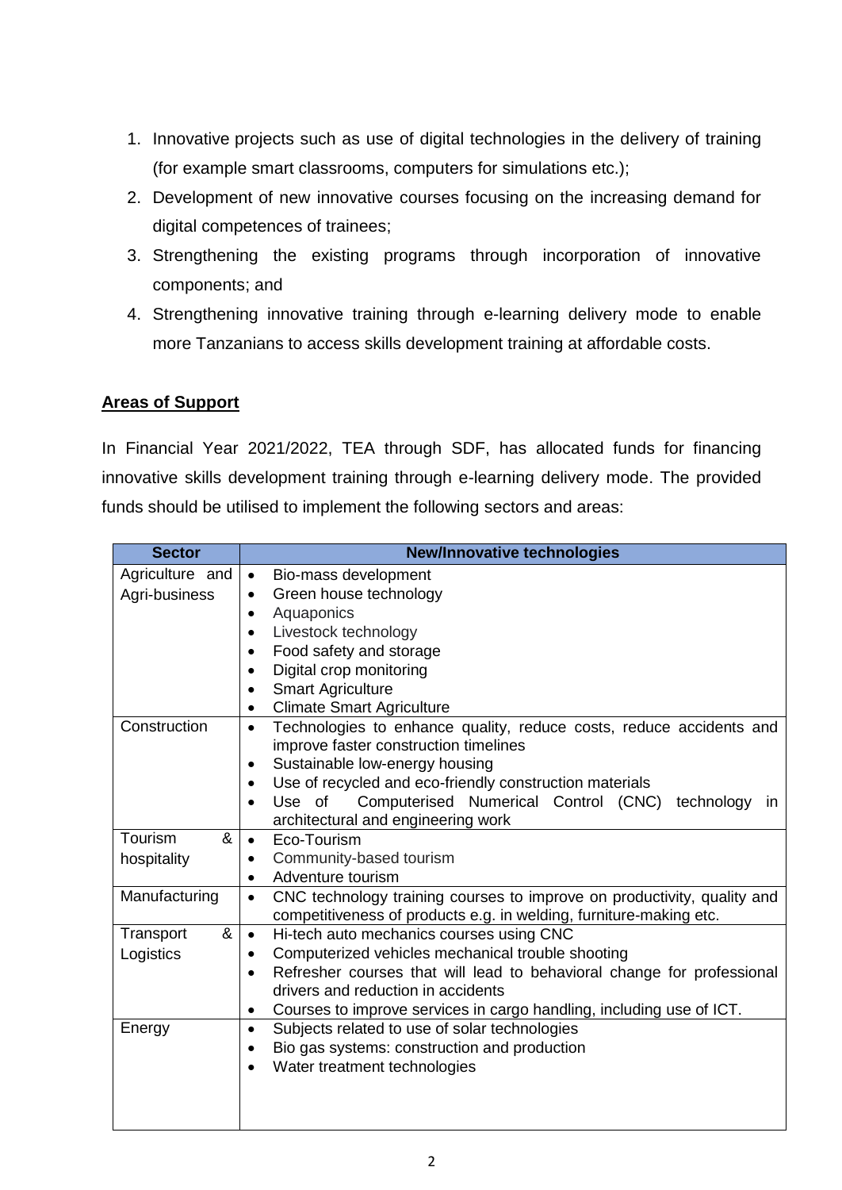1. Innovative projects such as use of digital technologies in the delivery of training (for example smart classrooms, computers for simulations etc.);
2. Development of new innovative courses focusing on the increasing demand for digital competences of trainees;
3. Strengthening the existing programs through incorporation of innovative components; and
4. Strengthening innovative training through e-learning delivery mode to enable more Tanzanians to access skills development training at affordable costs.

## Areas of Support

In Financial Year 2021/2022, TEA through SDF, has allocated funds for financing innovative skills development training through e-learning delivery mode. The provided funds should be utilised to implement the following sectors and areas:

| Sector | New/Innovative technologies |
|---|---|
| Agriculture and Agri-business | • Bio-mass development<br>• Green house technology<br>• Aquaponics<br>• Livestock technology<br>• Food safety and storage<br>• Digital crop monitoring<br>• Smart Agriculture<br>• Climate Smart Agriculture |
| Construction | • Technologies to enhance quality, reduce costs, reduce accidents and improve faster construction timelines<br>• Sustainable low-energy housing<br>• Use of recycled and eco-friendly construction materials<br>• Use of Computerised Numerical Control (CNC) technology in architectural and engineering work |
| Tourism & hospitality | • Eco-Tourism<br>• Community-based tourism<br>• Adventure tourism |
| Manufacturing | • CNC technology training courses to improve on productivity, quality and competitiveness of products e.g. in welding, furniture-making etc. |
| Transport & Logistics | • Hi-tech auto mechanics courses using CNC<br>• Computerized vehicles mechanical trouble shooting<br>• Refresher courses that will lead to behavioral change for professional drivers and reduction in accidents<br>• Courses to improve services in cargo handling, including use of ICT. |
| Energy | • Subjects related to use of solar technologies<br>• Bio gas systems: construction and production<br>• Water treatment technologies |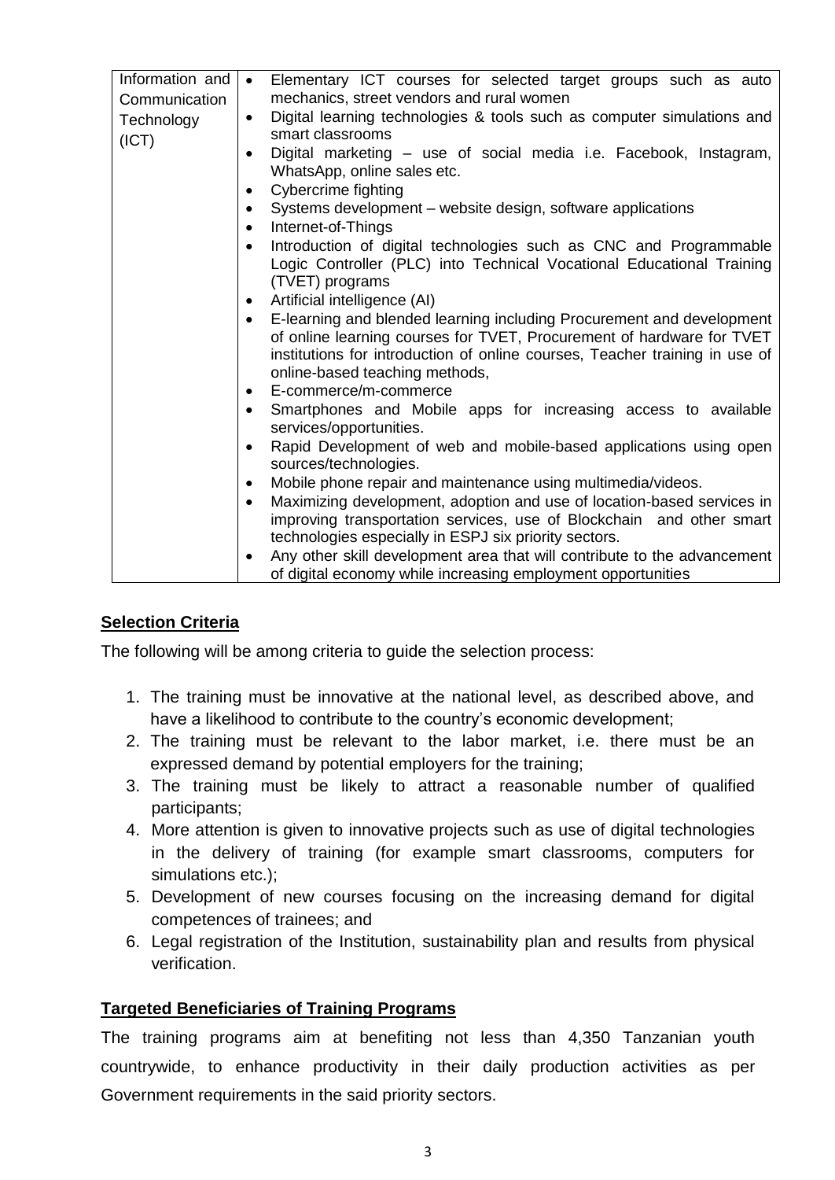| | |
|---|---|
| Information and Communication Technology (ICT) | • Elementary ICT courses for selected target groups such as auto mechanics, street vendors and rural women<br>• Digital learning technologies & tools such as computer simulations and smart classrooms<br>• Digital marketing – use of social media i.e. Facebook, Instagram, WhatsApp, online sales etc.<br>• Cybercrime fighting<br>• Systems development – website design, software applications<br>• Internet-of-Things<br>• Introduction of digital technologies such as CNC and Programmable Logic Controller (PLC) into Technical Vocational Educational Training (TVET) programs<br>• Artificial intelligence (AI)<br>• E-learning and blended learning including Procurement and development of online learning courses for TVET, Procurement of hardware for TVET institutions for introduction of online courses, Teacher training in use of online-based teaching methods,<br>• E-commerce/m-commerce<br>• Smartphones and Mobile apps for increasing access to available services/opportunities.<br>• Rapid Development of web and mobile-based applications using open sources/technologies.<br>• Mobile phone repair and maintenance using multimedia/videos.<br>• Maximizing development, adoption and use of location-based services in improving transportation services, use of Blockchain and other smart technologies especially in ESPJ six priority sectors.<br>• Any other skill development area that will contribute to the advancement of digital economy while increasing employment opportunities |

## Selection Criteria

The following will be among criteria to guide the selection process:

1. The training must be innovative at the national level, as described above, and have a likelihood to contribute to the country's economic development;
2. The training must be relevant to the labor market, i.e. there must be an expressed demand by potential employers for the training;
3. The training must be likely to attract a reasonable number of qualified participants;
4. More attention is given to innovative projects such as use of digital technologies in the delivery of training (for example smart classrooms, computers for simulations etc.);
5. Development of new courses focusing on the increasing demand for digital competences of trainees; and
6. Legal registration of the Institution, sustainability plan and results from physical verification.

## Targeted Beneficiaries of Training Programs

The training programs aim at benefiting not less than 4,350 Tanzanian youth countrywide, to enhance productivity in their daily production activities as per Government requirements in the said priority sectors.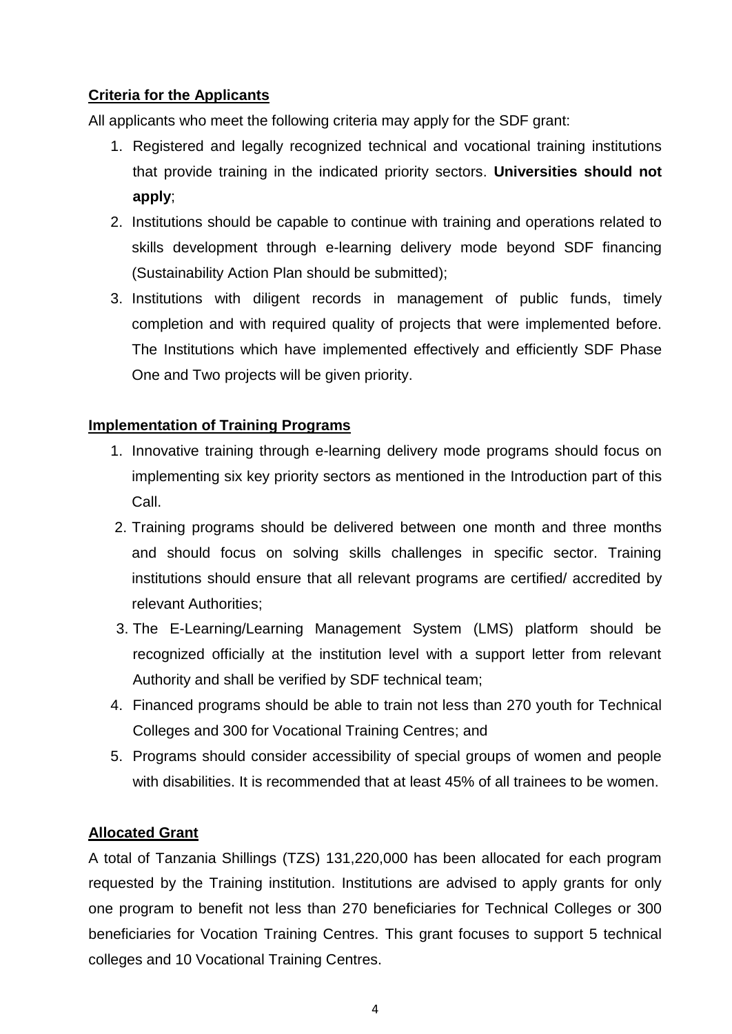**Criteria for the Applicants**

All applicants who meet the following criteria may apply for the SDF grant:

1. Registered and legally recognized technical and vocational training institutions that provide training in the indicated priority sectors. **Universities should not apply**;
2. Institutions should be capable to continue with training and operations related to skills development through e-learning delivery mode beyond SDF financing (Sustainability Action Plan should be submitted);
3. Institutions with diligent records in management of public funds, timely completion and with required quality of projects that were implemented before. The Institutions which have implemented effectively and efficiently SDF Phase One and Two projects will be given priority.

**Implementation of Training Programs**

1. Innovative training through e-learning delivery mode programs should focus on implementing six key priority sectors as mentioned in the Introduction part of this Call.
2. Training programs should be delivered between one month and three months and should focus on solving skills challenges in specific sector. Training institutions should ensure that all relevant programs are certified/ accredited by relevant Authorities;
3. The E-Learning/Learning Management System (LMS) platform should be recognized officially at the institution level with a support letter from relevant Authority and shall be verified by SDF technical team;
4. Financed programs should be able to train not less than 270 youth for Technical Colleges and 300 for Vocational Training Centres; and
5. Programs should consider accessibility of special groups of women and people with disabilities. It is recommended that at least 45% of all trainees to be women.

**Allocated Grant**

A total of Tanzania Shillings (TZS) 131,220,000 has been allocated for each program requested by the Training institution. Institutions are advised to apply grants for only one program to benefit not less than 270 beneficiaries for Technical Colleges or 300 beneficiaries for Vocation Training Centres. This grant focuses to support 5 technical colleges and 10 Vocational Training Centres.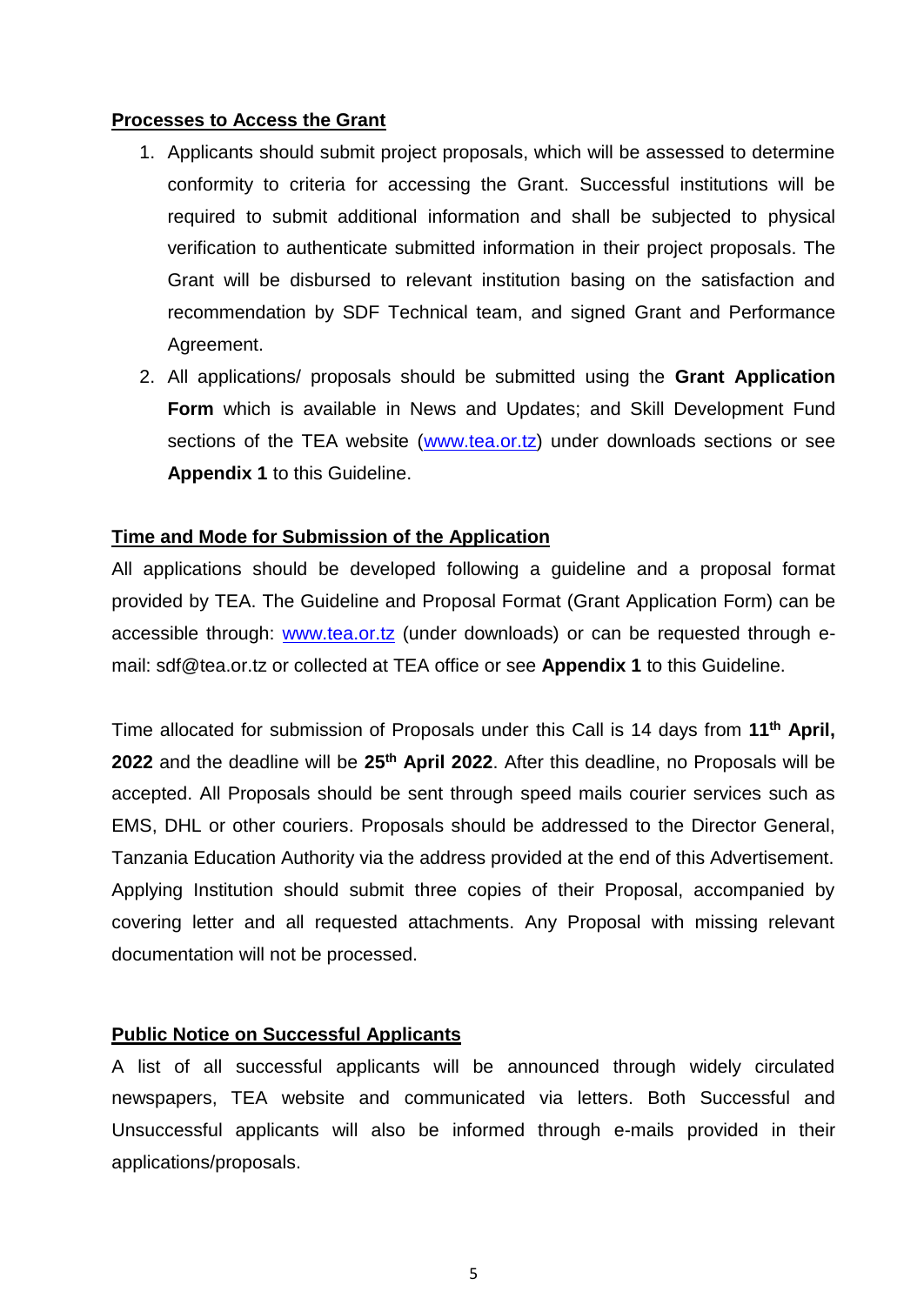**<u>Processes to Access the Grant</u>**

1. Applicants should submit project proposals, which will be assessed to determine conformity to criteria for accessing the Grant. Successful institutions will be required to submit additional information and shall be subjected to physical verification to authenticate submitted information in their project proposals. The Grant will be disbursed to relevant institution basing on the satisfaction and recommendation by SDF Technical team, and signed Grant and Performance Agreement.
2. All applications/ proposals should be submitted using the **Grant Application Form** which is available in News and Updates; and Skill Development Fund sections of the TEA website ([www.tea.or.tz](www.tea.or.tz)) under downloads sections or see **Appendix 1** to this Guideline.

**<u>Time and Mode for Submission of the Application</u>**

All applications should be developed following a guideline and a proposal format provided by TEA. The Guideline and Proposal Format (Grant Application Form) can be accessible through: [www.tea.or.tz](www.tea.or.tz) (under downloads) or can be requested through e-mail: sdf@tea.or.tz or collected at TEA office or see **Appendix 1** to this Guideline.

Time allocated for submission of Proposals under this Call is 14 days from **11th April, 2022** and the deadline will be **25th April 2022**. After this deadline, no Proposals will be accepted. All Proposals should be sent through speed mails courier services such as EMS, DHL or other couriers. Proposals should be addressed to the Director General, Tanzania Education Authority via the address provided at the end of this Advertisement. Applying Institution should submit three copies of their Proposal, accompanied by covering letter and all requested attachments. Any Proposal with missing relevant documentation will not be processed.

**<u>Public Notice on Successful Applicants</u>**

A list of all successful applicants will be announced through widely circulated newspapers, TEA website and communicated via letters. Both Successful and Unsuccessful applicants will also be informed through e-mails provided in their applications/proposals.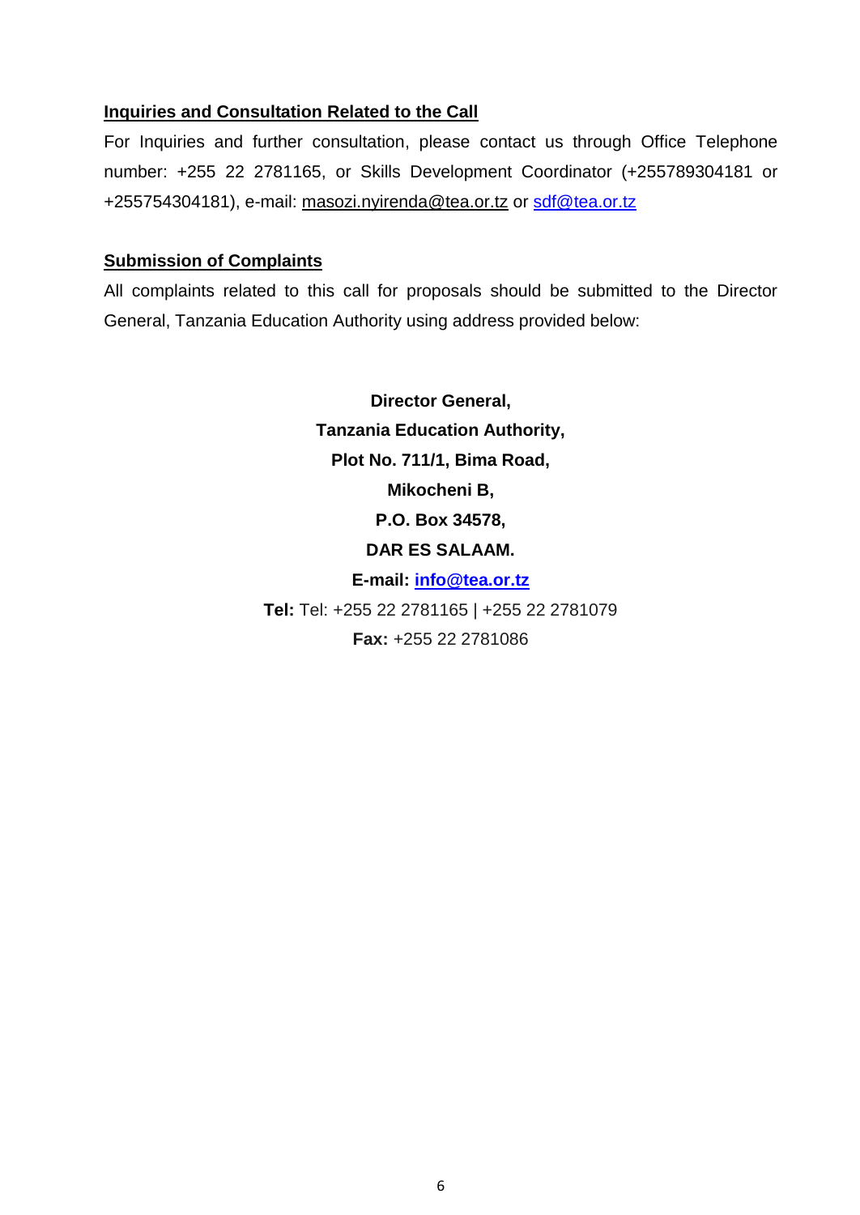**Inquiries and Consultation Related to the Call**

For Inquiries and further consultation, please contact us through Office Telephone number: +255 22 2781165, or Skills Development Coordinator (+255789304181 or +255754304181), e-mail: masozi.nyirenda@tea.or.tz or sdf@tea.or.tz

**Submission of Complaints**

All complaints related to this call for proposals should be submitted to the Director General, Tanzania Education Authority using address provided below:

**Director General,**
**Tanzania Education Authority,**
**Plot No. 711/1, Bima Road,**
**Mikocheni B,**
**P.O. Box 34578,**
**DAR ES SALAAM.**
**E-mail: info@tea.or.tz**
**Tel:** Tel: +255 22 2781165 | +255 22 2781079
**Fax:** +255 22 2781086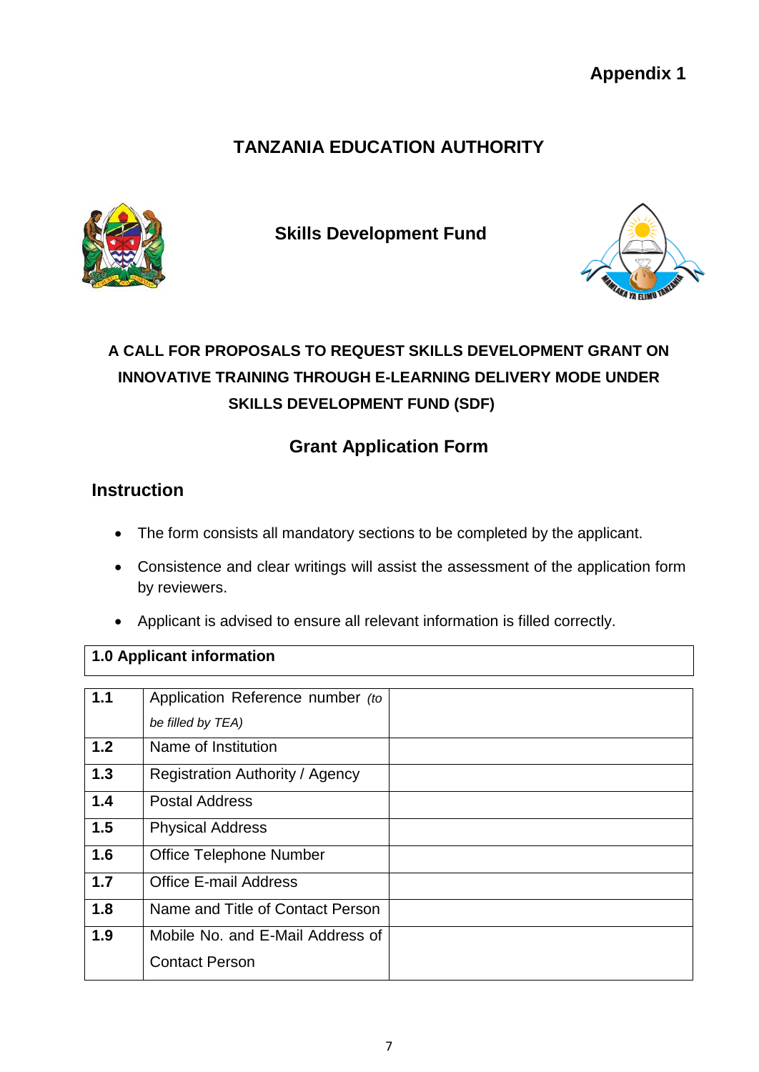**Appendix 1**

## TANZANIA EDUCATION AUTHORITY

### Skills Development Fund

### A CALL FOR PROPOSALS TO REQUEST SKILLS DEVELOPMENT GRANT ON INNOVATIVE TRAINING THROUGH E-LEARNING DELIVERY MODE UNDER SKILLS DEVELOPMENT FUND (SDF)

### Grant Application Form

### Instruction

- The form consists all mandatory sections to be completed by the applicant.
- Consistence and clear writings will assist the assessment of the application form by reviewers.
- Applicant is advised to ensure all relevant information is filled correctly.

| **1.0 Applicant information** | | |
|---|---|---|
| **1.1** | Application Reference number *(to be filled by TEA)* | |
| **1.2** | Name of Institution | |
| **1.3** | Registration Authority / Agency | |
| **1.4** | Postal Address | |
| **1.5** | Physical Address | |
| **1.6** | Office Telephone Number | |
| **1.7** | Office E-mail Address | |
| **1.8** | Name and Title of Contact Person | |
| **1.9** | Mobile No. and E-Mail Address of Contact Person | |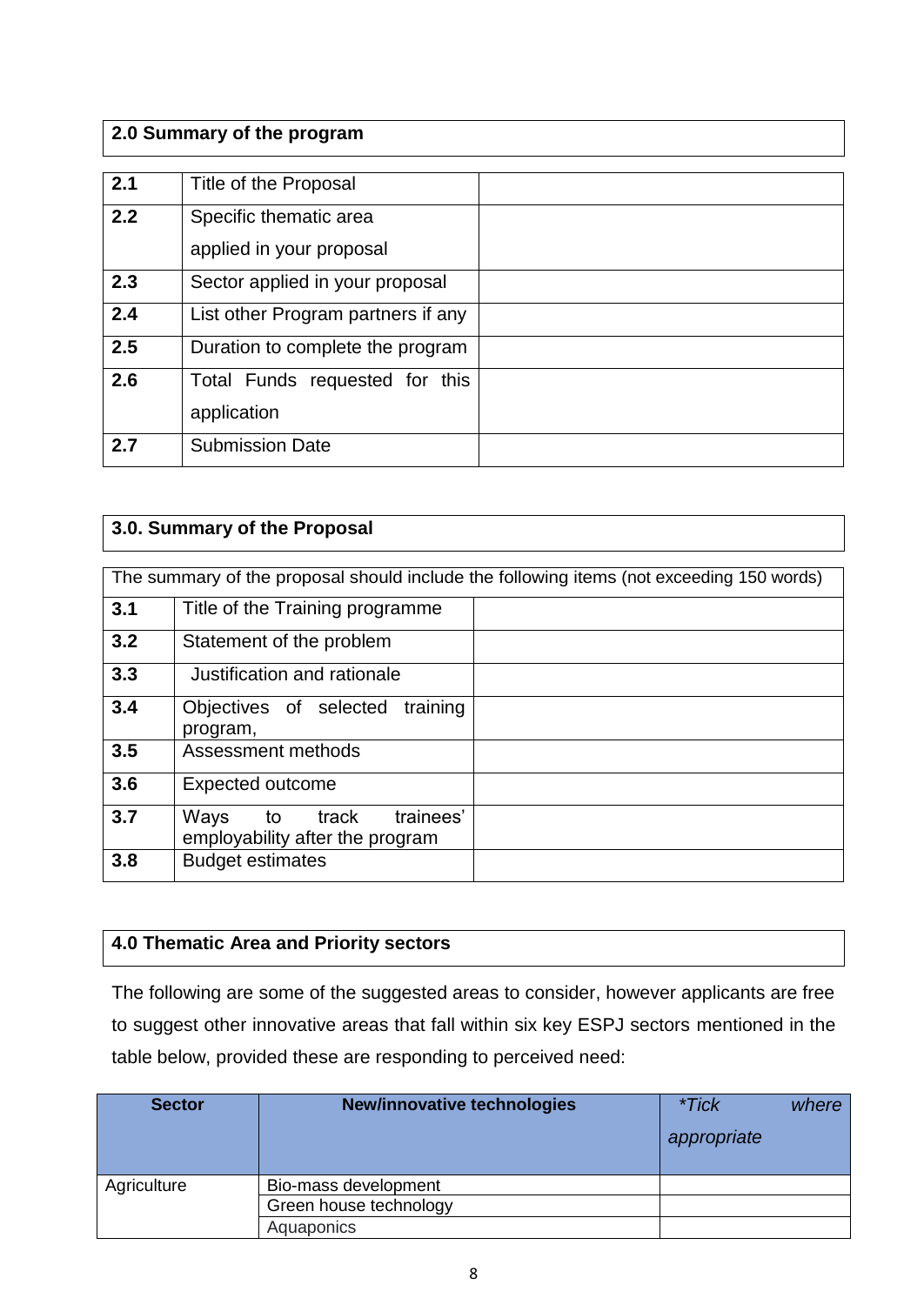## 2.0 Summary of the program

| | | |
|---|---|---|
| **2.1** | Title of the Proposal | |
| **2.2** | Specific thematic area applied in your proposal | |
| **2.3** | Sector applied in your proposal | |
| **2.4** | List other Program partners if any | |
| **2.5** | Duration to complete the program | |
| **2.6** | Total Funds requested for this application | |
| **2.7** | Submission Date | |

## 3.0. Summary of the Proposal

| The summary of the proposal should include the following items (not exceeding 150 words) | | |
|---|---|---|
| **3.1** | Title of the Training programme | |
| **3.2** | Statement of the problem | |
| **3.3** | Justification and rationale | |
| **3.4** | Objectives of selected training program, | |
| **3.5** | Assessment methods | |
| **3.6** | Expected outcome | |
| **3.7** | Ways to track trainees' employability after the program | |
| **3.8** | Budget estimates | |

## 4.0 Thematic Area and Priority sectors

The following are some of the suggested areas to consider, however applicants are free to suggest other innovative areas that fall within six key ESPJ sectors mentioned in the table below, provided these are responding to perceived need:

| Sector | New/innovative technologies | *Tick where appropriate* |
|---|---|---|
| Agriculture | Bio-mass development | |
| | Green house technology | |
| | Aquaponics | |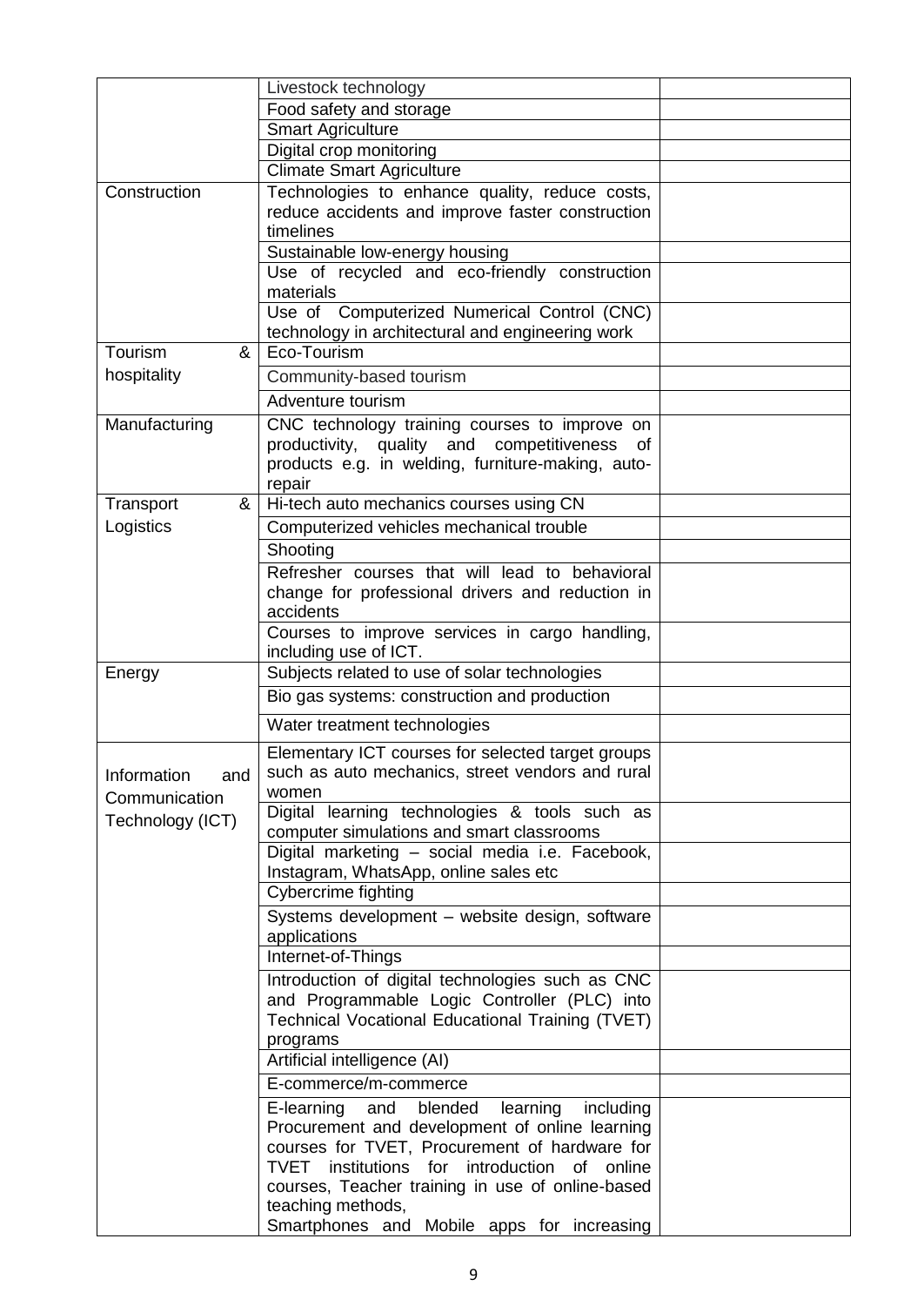| | | |
|---|---|---|
| | Livestock technology | |
| | Food safety and storage | |
| | Smart Agriculture | |
| | Digital crop monitoring | |
| | Climate Smart Agriculture | |
| Construction | Technologies to enhance quality, reduce costs, reduce accidents and improve faster construction timelines | |
| | Sustainable low-energy housing | |
| | Use of recycled and eco-friendly construction materials | |
| | Use of Computerized Numerical Control (CNC) technology in architectural and engineering work | |
| Tourism & hospitality | Eco-Tourism | |
| | Community-based tourism | |
| | Adventure tourism | |
| Manufacturing | CNC technology training courses to improve on productivity, quality and competitiveness of products e.g. in welding, furniture-making, auto-repair | |
| Transport & Logistics | Hi-tech auto mechanics courses using CN | |
| | Computerized vehicles mechanical trouble | |
| | Shooting | |
| | Refresher courses that will lead to behavioral change for professional drivers and reduction in accidents | |
| | Courses to improve services in cargo handling, including use of ICT. | |
| Energy | Subjects related to use of solar technologies | |
| | Bio gas systems: construction and production | |
| | Water treatment technologies | |
| Information and Communication Technology (ICT) | Elementary ICT courses for selected target groups such as auto mechanics, street vendors and rural women | |
| | Digital learning technologies & tools such as computer simulations and smart classrooms | |
| | Digital marketing – social media i.e. Facebook, Instagram, WhatsApp, online sales etc | |
| | Cybercrime fighting | |
| | Systems development – website design, software applications | |
| | Internet-of-Things | |
| | Introduction of digital technologies such as CNC and Programmable Logic Controller (PLC) into Technical Vocational Educational Training (TVET) programs | |
| | Artificial intelligence (AI) | |
| | E-commerce/m-commerce | |
| | E-learning and blended learning including Procurement and development of online learning courses for TVET, Procurement of hardware for TVET institutions for introduction of online courses, Teacher training in use of online-based teaching methods, Smartphones and Mobile apps for increasing | |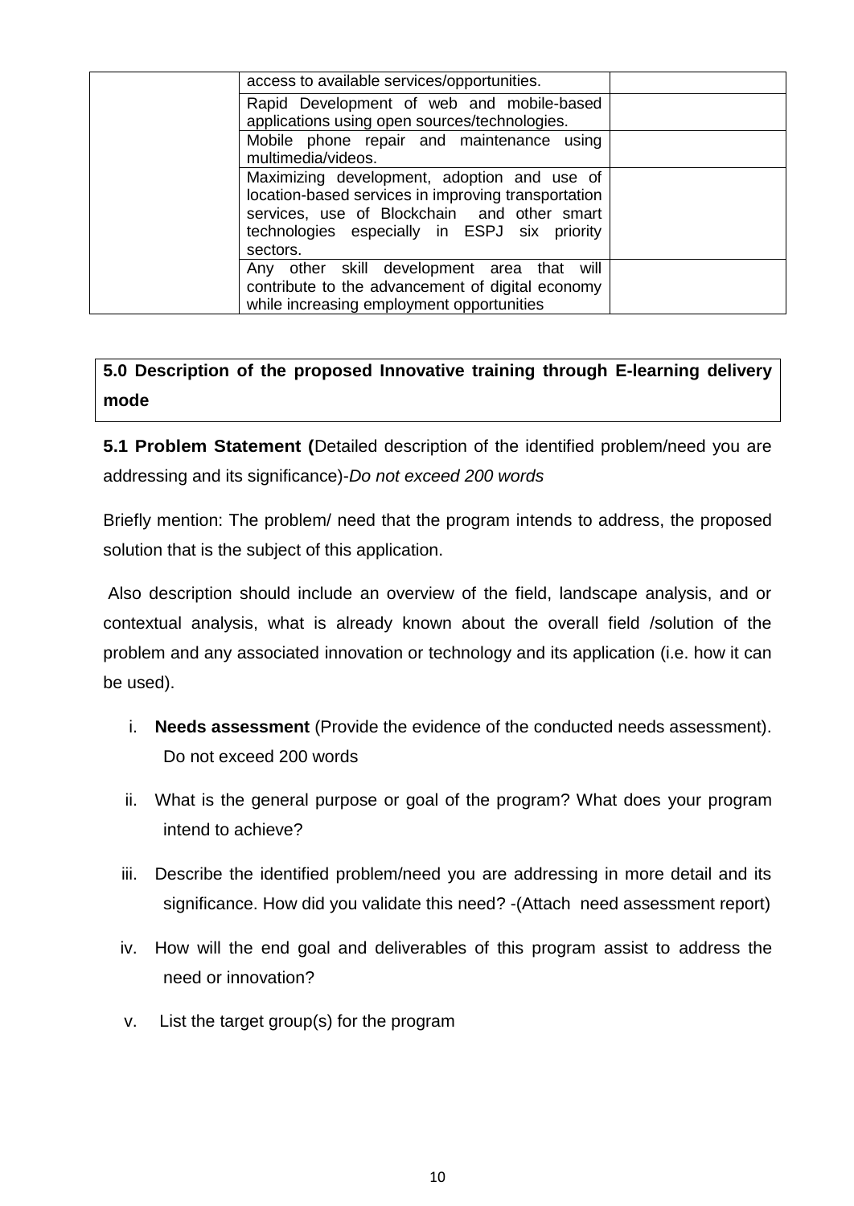| | | |
|---|---|---|
| | access to available services/opportunities. | |
| | Rapid Development of web and mobile-based applications using open sources/technologies. | |
| | Mobile phone repair and maintenance using multimedia/videos. | |
| | Maximizing development, adoption and use of location-based services in improving transportation services, use of Blockchain and other smart technologies especially in ESPJ six priority sectors. | |
| | Any other skill development area that will contribute to the advancement of digital economy while increasing employment opportunities | |

## 5.0 Description of the proposed Innovative training through E-learning delivery mode

**5.1 Problem Statement (**Detailed description of the identified problem/need you are addressing and its significance)-*Do not exceed 200 words*

Briefly mention: The problem/ need that the program intends to address, the proposed solution that is the subject of this application.

Also description should include an overview of the field, landscape analysis, and or contextual analysis, what is already known about the overall field /solution of the problem and any associated innovation or technology and its application (i.e. how it can be used).

i. **Needs assessment** (Provide the evidence of the conducted needs assessment). Do not exceed 200 words

ii. What is the general purpose or goal of the program? What does your program intend to achieve?

iii. Describe the identified problem/need you are addressing in more detail and its significance. How did you validate this need? -(Attach need assessment report)

iv. How will the end goal and deliverables of this program assist to address the need or innovation?

v. List the target group(s) for the program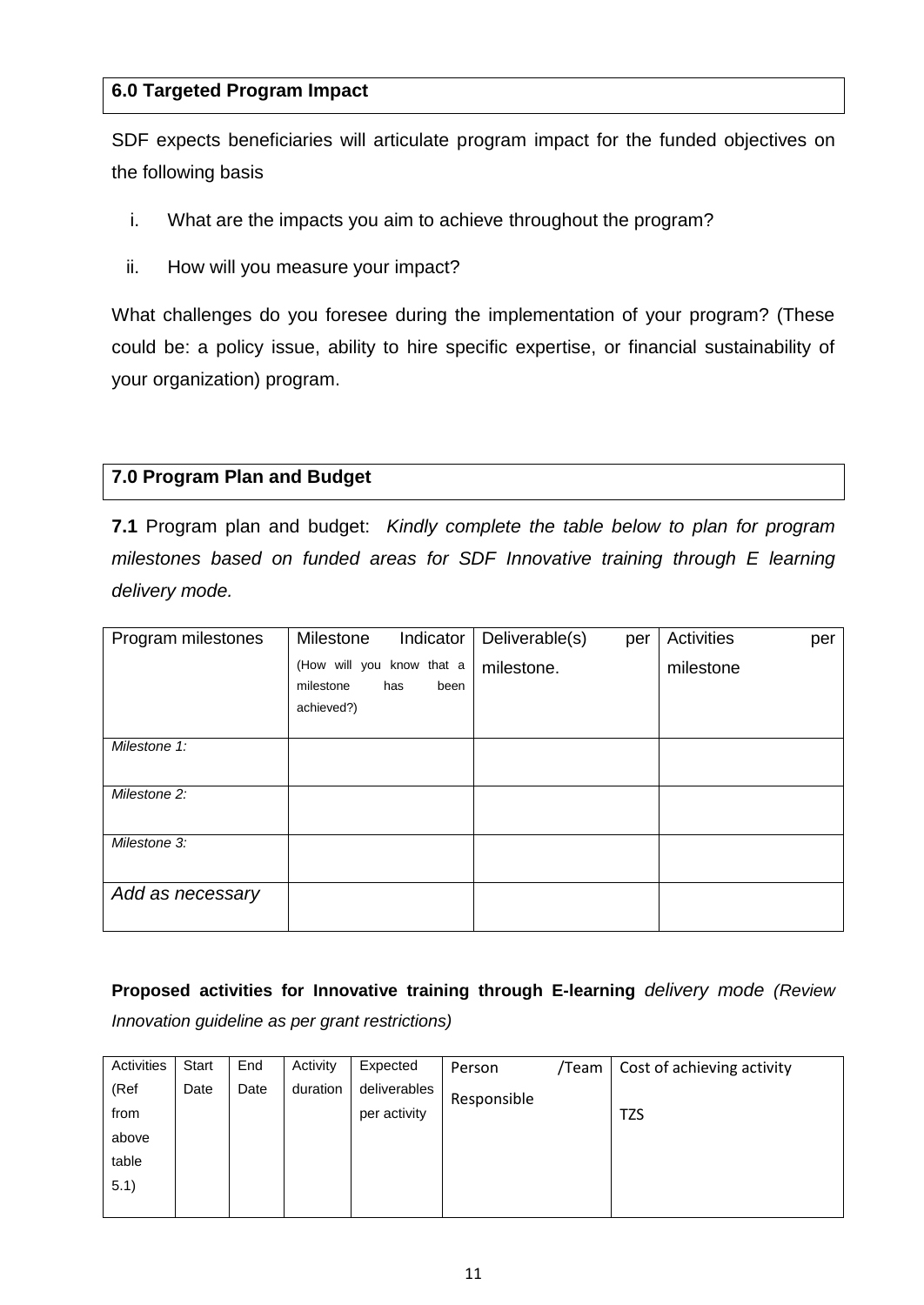## 6.0 Targeted Program Impact

SDF expects beneficiaries will articulate program impact for the funded objectives on the following basis

i. What are the impacts you aim to achieve throughout the program?

ii. How will you measure your impact?

What challenges do you foresee during the implementation of your program? (These could be: a policy issue, ability to hire specific expertise, or financial sustainability of your organization) program.

## 7.0 Program Plan and Budget

**7.1** Program plan and budget: *Kindly complete the table below to plan for program milestones based on funded areas for SDF Innovative training through E learning delivery mode.*

| Program milestones | Milestone Indicator (How will you know that a milestone has been achieved?) | Deliverable(s) per milestone. | Activities per milestone |
|---|---|---|---|
| *Milestone 1:* | | | |
| *Milestone 2:* | | | |
| *Milestone 3:* | | | |
| *Add as necessary* | | | |

**Proposed activities for Innovative training through E-learning** *delivery mode (Review Innovation guideline as per grant restrictions)*

| Activities (Ref from above table 5.1) | Start Date | End Date | Activity duration | Expected deliverables per activity | Person /Team Responsible | Cost of achieving activity TZS |
|---|---|---|---|---|---|---|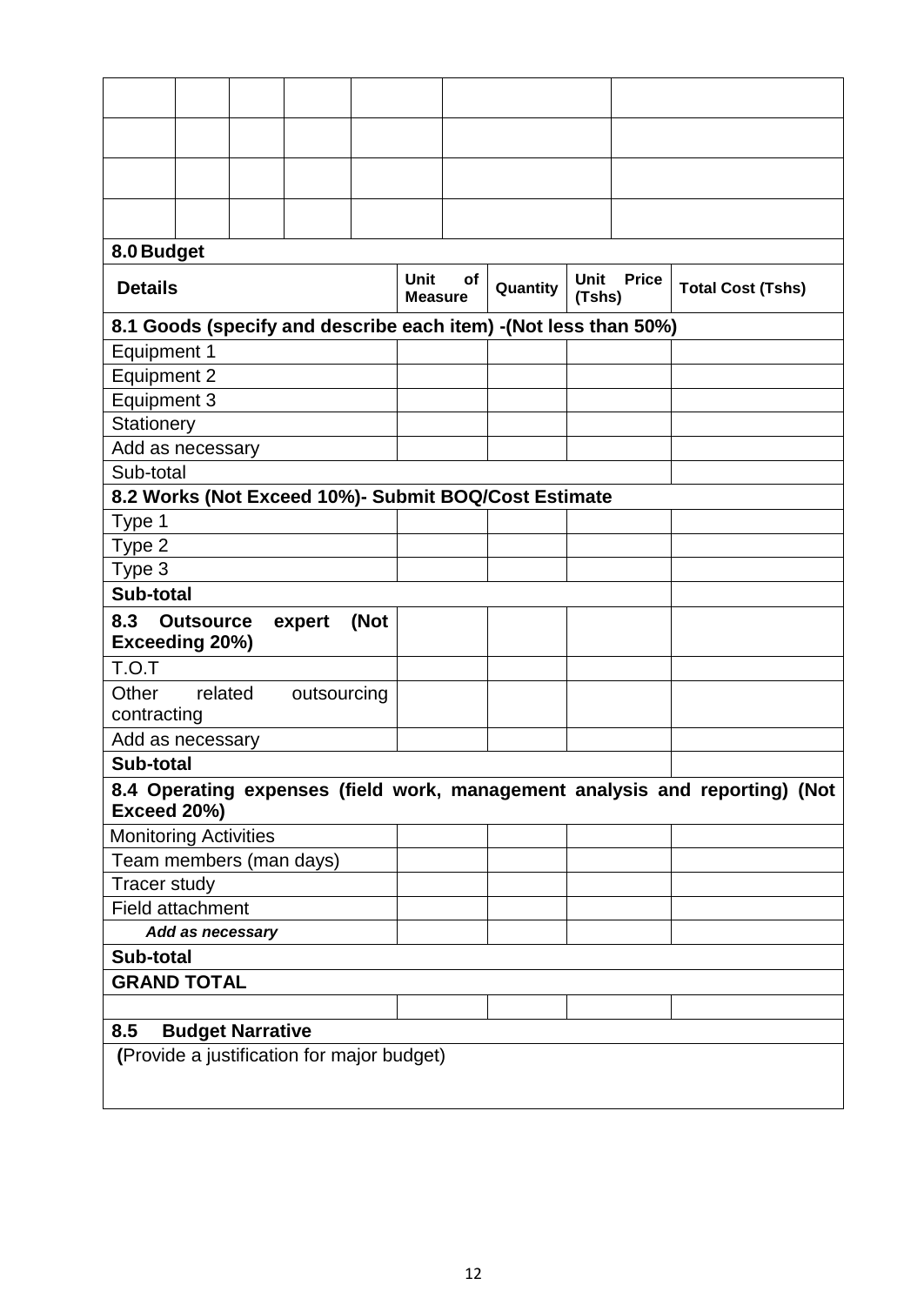| | | | | | | |
|---|---|---|---|---|---|---|
| | | | | | | |
| | | | | | | |
| | | | | | | |
| | | | | | | |

**8.0 Budget**

| Details | Unit of Measure | Quantity | Unit Price (Tshs) | Total Cost (Tshs) |
|---|---|---|---|---|
| **8.1 Goods (specify and describe each item) -(Not less than 50%)** | | | | |
| Equipment 1 | | | | |
| Equipment 2 | | | | |
| Equipment 3 | | | | |
| Stationery | | | | |
| Add as necessary | | | | |
| Sub-total | | | | |
| **8.2 Works (Not Exceed 10%)- Submit BOQ/Cost Estimate** | | | | |
| Type 1 | | | | |
| Type 2 | | | | |
| Type 3 | | | | |
| **Sub-total** | | | | |
| **8.3 Outsource expert (Not Exceeding 20%)** | | | | |
| T.O.T | | | | |
| Other related outsourcing contracting | | | | |
| Add as necessary | | | | |
| **Sub-total** | | | | |
| **8.4 Operating expenses (field work, management analysis and reporting) (Not Exceed 20%)** | | | | |
| Monitoring Activities | | | | |
| Team members (man days) | | | | |
| Tracer study | | | | |
| Field attachment | | | | |
| ***Add as necessary*** | | | | |
| **Sub-total** | | | | |
| **GRAND TOTAL** | | | | |
| | | | | |
| **8.5 Budget Narrative** | | | | |
| **(**Provide a justification for major budget) | | | | |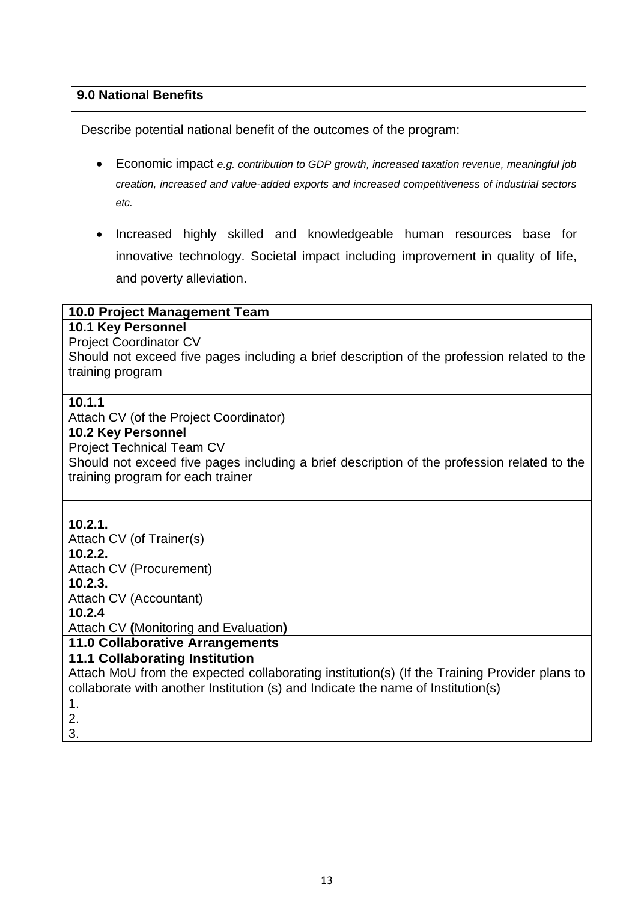| **9.0 National Benefits** |
|---|

Describe potential national benefit of the outcomes of the program:

- Economic impact *e.g. contribution to GDP growth, increased taxation revenue, meaningful job creation, increased and value-added exports and increased competitiveness of industrial sectors etc.*
- Increased highly skilled and knowledgeable human resources base for innovative technology. Societal impact including improvement in quality of life, and poverty alleviation.

| **10.0 Project Management Team** |
|---|
| **10.1 Key Personnel**<br>Project Coordinator CV<br>Should not exceed five pages including a brief description of the profession related to the training program |
| **10.1.1**<br>Attach CV (of the Project Coordinator) |
| **10.2 Key Personnel**<br>Project Technical Team CV<br>Should not exceed five pages including a brief description of the profession related to the training program for each trainer |
| |
| **10.2.1.**<br>Attach CV (of Trainer(s)<br>**10.2.2.**<br>Attach CV (Procurement)<br>**10.2.3.**<br>Attach CV (Accountant)<br>**10.2.4**<br>Attach CV **(**Monitoring and Evaluation**)** |
| **11.0 Collaborative Arrangements** |
| **11.1 Collaborating Institution**<br>Attach MoU from the expected collaborating institution(s) (If the Training Provider plans to collaborate with another Institution (s) and Indicate the name of Institution(s) |
| 1. |
| 2. |
| 3. |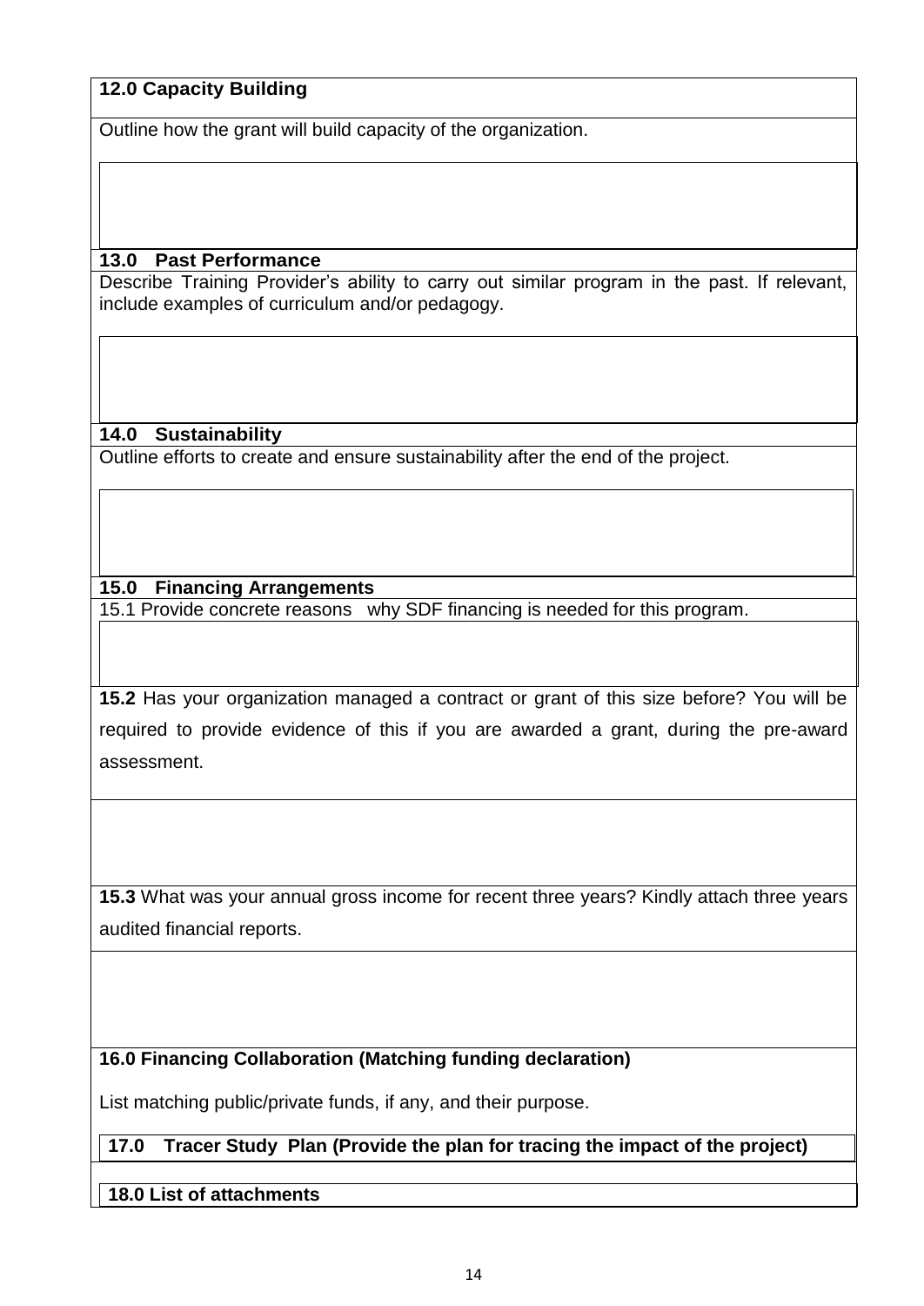**12.0 Capacity Building**

Outline how the grant will build capacity of the organization.

**13.0 Past Performance**

Describe Training Provider's ability to carry out similar program in the past. If relevant, include examples of curriculum and/or pedagogy.

**14.0 Sustainability**

Outline efforts to create and ensure sustainability after the end of the project.

**15.0 Financing Arrangements**

15.1 Provide concrete reasons why SDF financing is needed for this program.

**15.2** Has your organization managed a contract or grant of this size before? You will be required to provide evidence of this if you are awarded a grant, during the pre-award assessment.

**15.3** What was your annual gross income for recent three years? Kindly attach three years audited financial reports.

**16.0 Financing Collaboration (Matching funding declaration)**

List matching public/private funds, if any, and their purpose.

**17.0 Tracer Study Plan (Provide the plan for tracing the impact of the project)**

**18.0 List of attachments**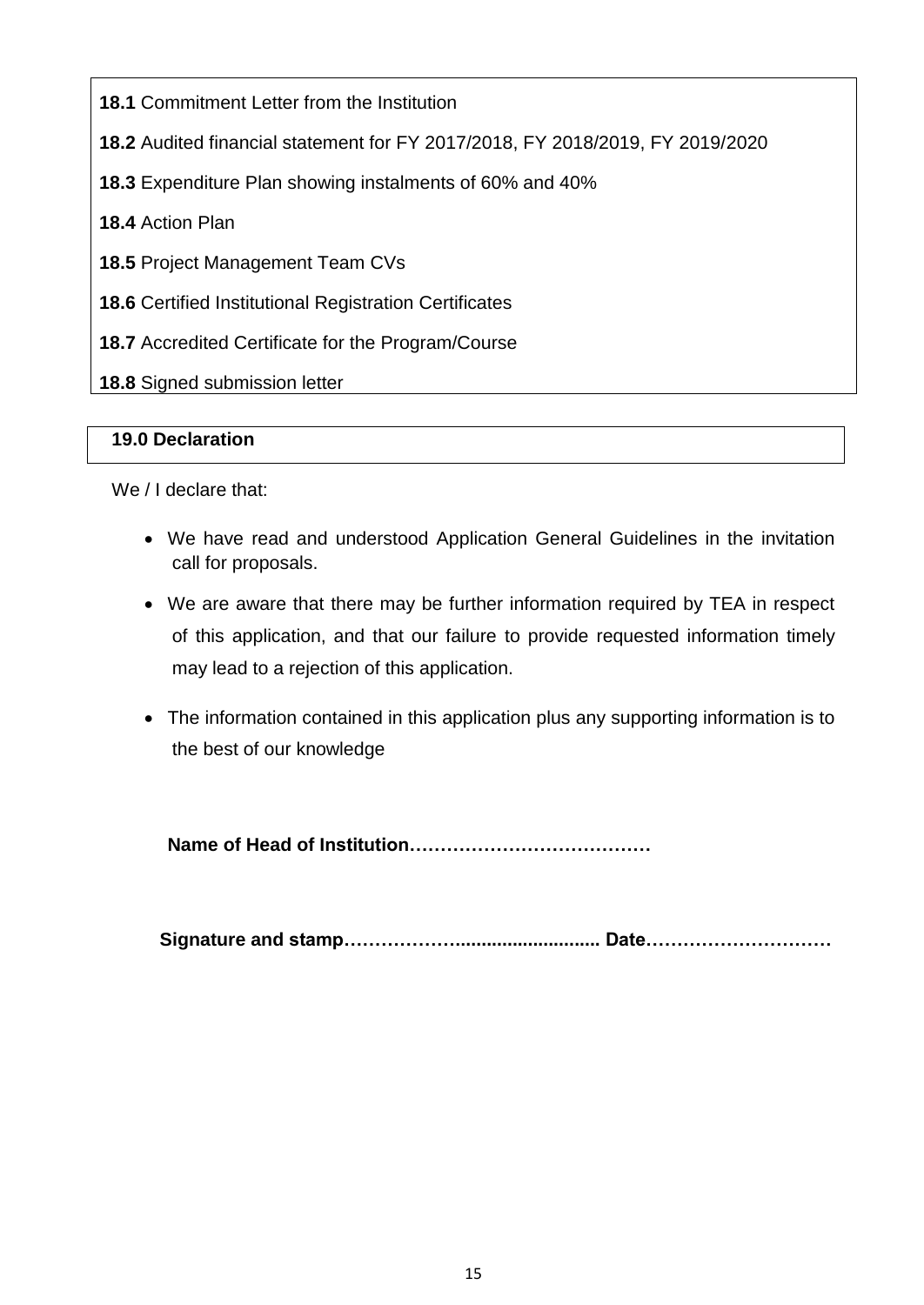**18.1** Commitment Letter from the Institution

**18.2** Audited financial statement for FY 2017/2018, FY 2018/2019, FY 2019/2020

**18.3** Expenditure Plan showing instalments of 60% and 40%

**18.4** Action Plan

**18.5** Project Management Team CVs

**18.6** Certified Institutional Registration Certificates

**18.7** Accredited Certificate for the Program/Course

**18.8** Signed submission letter

## 19.0 Declaration

We / I declare that:

- We have read and understood Application General Guidelines in the invitation call for proposals.
- We are aware that there may be further information required by TEA in respect of this application, and that our failure to provide requested information timely may lead to a rejection of this application.
- The information contained in this application plus any supporting information is to the best of our knowledge

**Name of Head of Institution…………………………………**

**Signature and stamp……………….......................... Date…………………………**